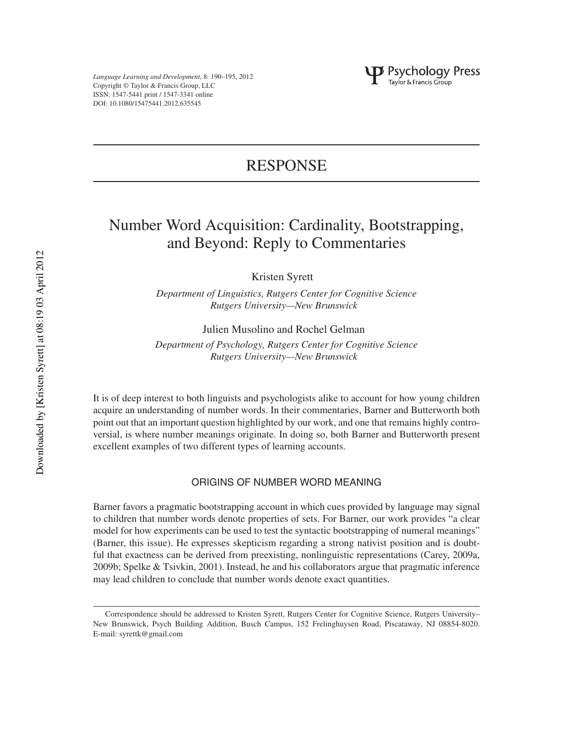# RESPONSE

## Number Word Acquisition: Cardinality, Bootstrapping, and Beyond: Reply to Commentaries

Kristen Syrett

*Department of Linguistics, Rutgers Center for Cognitive Science*
*Rutgers University—New Brunswick*

Julien Musolino and Rochel Gelman

*Department of Psychology, Rutgers Center for Cognitive Science*
*Rutgers University—New Brunswick*

It is of deep interest to both linguists and psychologists alike to account for how young children acquire an understanding of number words. In their commentaries, Barner and Butterworth both point out that an important question highlighted by our work, and one that remains highly controversial, is where number meanings originate. In doing so, both Barner and Butterworth present excellent examples of two different types of learning accounts.

### ORIGINS OF NUMBER WORD MEANING

Barner favors a pragmatic bootstrapping account in which cues provided by language may signal to children that number words denote properties of sets. For Barner, our work provides "a clear model for how experiments can be used to test the syntactic bootstrapping of numeral meanings" (Barner, this issue). He expresses skepticism regarding a strong nativist position and is doubtful that exactness can be derived from preexisting, nonlinguistic representations (Carey, 2009a, 2009b; Spelke & Tsivkin, 2001). Instead, he and his collaborators argue that pragmatic inference may lead children to conclude that number words denote exact quantities.

Correspondence should be addressed to Kristen Syrett, Rutgers Center for Cognitive Science, Rutgers University–New Brunswick, Psych Building Addition, Busch Campus, 152 Frelinghuysen Road, Piscataway, NJ 08854-8020. E-mail: syrettk@gmail.com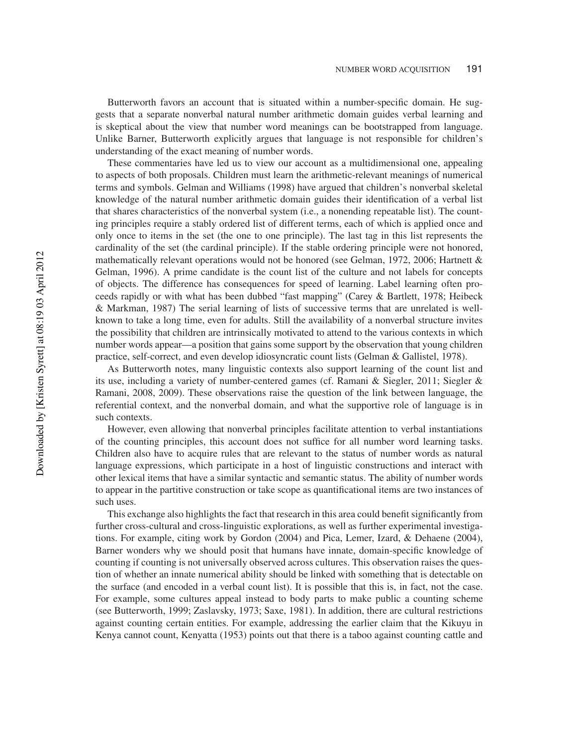Butterworth favors an account that is situated within a number-specific domain. He suggests that a separate nonverbal natural number arithmetic domain guides verbal learning and is skeptical about the view that number word meanings can be bootstrapped from language. Unlike Barner, Butterworth explicitly argues that language is not responsible for children's understanding of the exact meaning of number words.

These commentaries have led us to view our account as a multidimensional one, appealing to aspects of both proposals. Children must learn the arithmetic-relevant meanings of numerical terms and symbols. Gelman and Williams (1998) have argued that children's nonverbal skeletal knowledge of the natural number arithmetic domain guides their identification of a verbal list that shares characteristics of the nonverbal system (i.e., a nonending repeatable list). The counting principles require a stably ordered list of different terms, each of which is applied once and only once to items in the set (the one to one principle). The last tag in this list represents the cardinality of the set (the cardinal principle). If the stable ordering principle were not honored, mathematically relevant operations would not be honored (see Gelman, 1972, 2006; Hartnett & Gelman, 1996). A prime candidate is the count list of the culture and not labels for concepts of objects. The difference has consequences for speed of learning. Label learning often proceeds rapidly or with what has been dubbed "fast mapping" (Carey & Bartlett, 1978; Heibeck & Markman, 1987) The serial learning of lists of successive terms that are unrelated is well-known to take a long time, even for adults. Still the availability of a nonverbal structure invites the possibility that children are intrinsically motivated to attend to the various contexts in which number words appear—a position that gains some support by the observation that young children practice, self-correct, and even develop idiosyncratic count lists (Gelman & Gallistel, 1978).

As Butterworth notes, many linguistic contexts also support learning of the count list and its use, including a variety of number-centered games (cf. Ramani & Siegler, 2011; Siegler & Ramani, 2008, 2009). These observations raise the question of the link between language, the referential context, and the nonverbal domain, and what the supportive role of language is in such contexts.

However, even allowing that nonverbal principles facilitate attention to verbal instantiations of the counting principles, this account does not suffice for all number word learning tasks. Children also have to acquire rules that are relevant to the status of number words as natural language expressions, which participate in a host of linguistic constructions and interact with other lexical items that have a similar syntactic and semantic status. The ability of number words to appear in the partitive construction or take scope as quantificational items are two instances of such uses.

This exchange also highlights the fact that research in this area could benefit significantly from further cross-cultural and cross-linguistic explorations, as well as further experimental investigations. For example, citing work by Gordon (2004) and Pica, Lemer, Izard, & Dehaene (2004), Barner wonders why we should posit that humans have innate, domain-specific knowledge of counting if counting is not universally observed across cultures. This observation raises the question of whether an innate numerical ability should be linked with something that is detectable on the surface (and encoded in a verbal count list). It is possible that this is, in fact, not the case. For example, some cultures appeal instead to body parts to make public a counting scheme (see Butterworth, 1999; Zaslavsky, 1973; Saxe, 1981). In addition, there are cultural restrictions against counting certain entities. For example, addressing the earlier claim that the Kikuyu in Kenya cannot count, Kenyatta (1953) points out that there is a taboo against counting cattle and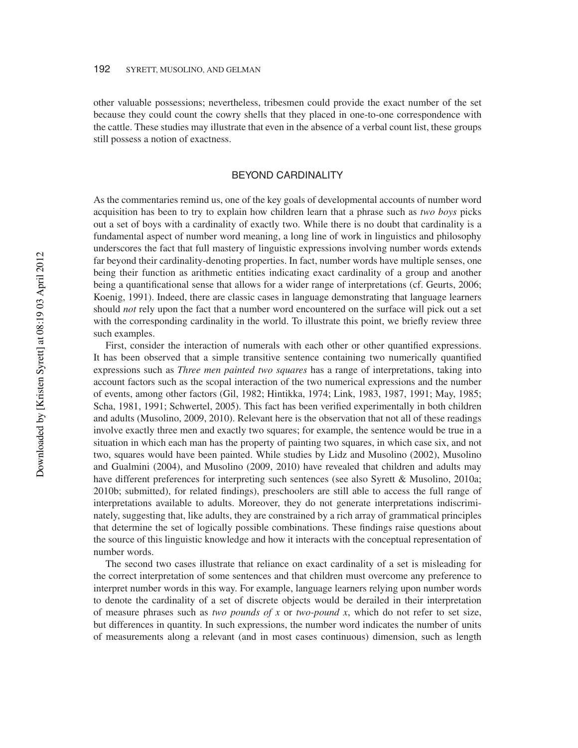other valuable possessions; nevertheless, tribesmen could provide the exact number of the set because they could count the cowry shells that they placed in one-to-one correspondence with the cattle. These studies may illustrate that even in the absence of a verbal count list, these groups still possess a notion of exactness.

## BEYOND CARDINALITY

As the commentaries remind us, one of the key goals of developmental accounts of number word acquisition has been to try to explain how children learn that a phrase such as *two boys* picks out a set of boys with a cardinality of exactly two. While there is no doubt that cardinality is a fundamental aspect of number word meaning, a long line of work in linguistics and philosophy underscores the fact that full mastery of linguistic expressions involving number words extends far beyond their cardinality-denoting properties. In fact, number words have multiple senses, one being their function as arithmetic entities indicating exact cardinality of a group and another being a quantificational sense that allows for a wider range of interpretations (cf. Geurts, 2006; Koenig, 1991). Indeed, there are classic cases in language demonstrating that language learners should *not* rely upon the fact that a number word encountered on the surface will pick out a set with the corresponding cardinality in the world. To illustrate this point, we briefly review three such examples.

First, consider the interaction of numerals with each other or other quantified expressions. It has been observed that a simple transitive sentence containing two numerically quantified expressions such as *Three men painted two squares* has a range of interpretations, taking into account factors such as the scopal interaction of the two numerical expressions and the number of events, among other factors (Gil, 1982; Hintikka, 1974; Link, 1983, 1987, 1991; May, 1985; Scha, 1981, 1991; Schwertel, 2005). This fact has been verified experimentally in both children and adults (Musolino, 2009, 2010). Relevant here is the observation that not all of these readings involve exactly three men and exactly two squares; for example, the sentence would be true in a situation in which each man has the property of painting two squares, in which case six, and not two, squares would have been painted. While studies by Lidz and Musolino (2002), Musolino and Gualmini (2004), and Musolino (2009, 2010) have revealed that children and adults may have different preferences for interpreting such sentences (see also Syrett & Musolino, 2010a; 2010b; submitted), for related findings), preschoolers are still able to access the full range of interpretations available to adults. Moreover, they do not generate interpretations indiscriminately, suggesting that, like adults, they are constrained by a rich array of grammatical principles that determine the set of logically possible combinations. These findings raise questions about the source of this linguistic knowledge and how it interacts with the conceptual representation of number words.

The second two cases illustrate that reliance on exact cardinality of a set is misleading for the correct interpretation of some sentences and that children must overcome any preference to interpret number words in this way. For example, language learners relying upon number words to denote the cardinality of a set of discrete objects would be derailed in their interpretation of measure phrases such as *two pounds of x* or *two-pound x*, which do not refer to set size, but differences in quantity. In such expressions, the number word indicates the number of units of measurements along a relevant (and in most cases continuous) dimension, such as length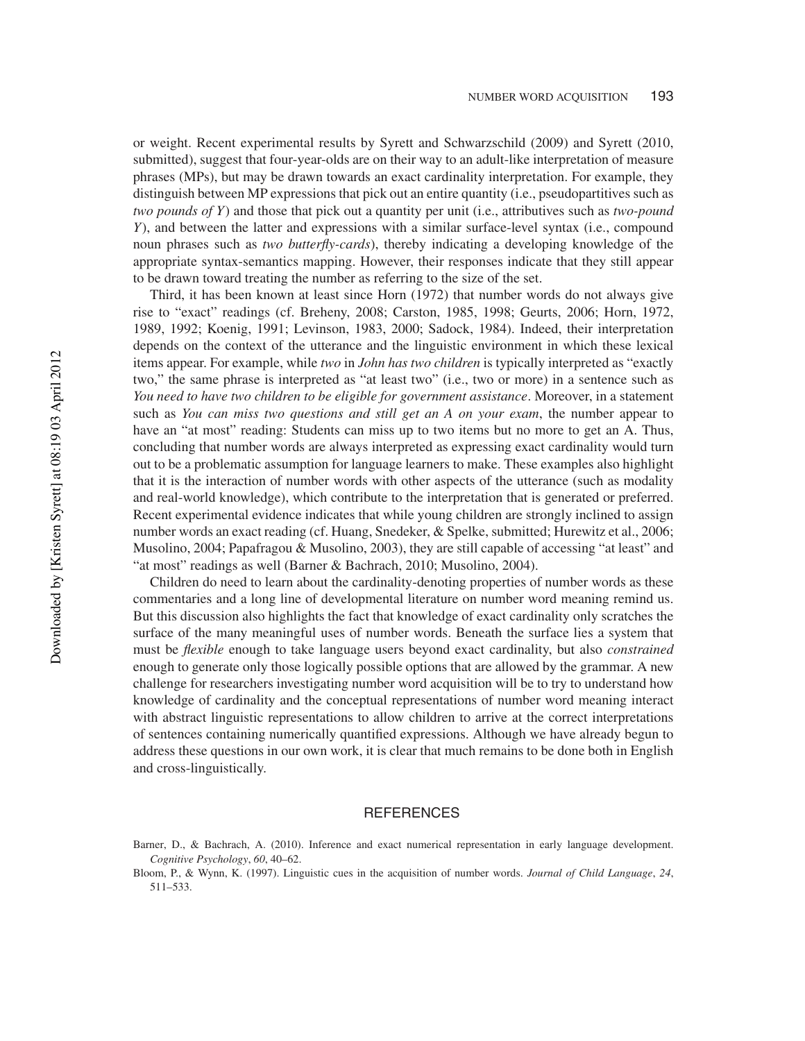or weight. Recent experimental results by Syrett and Schwarzschild (2009) and Syrett (2010, submitted), suggest that four-year-olds are on their way to an adult-like interpretation of measure phrases (MPs), but may be drawn towards an exact cardinality interpretation. For example, they distinguish between MP expressions that pick out an entire quantity (i.e., pseudopartitives such as *two pounds of Y*) and those that pick out a quantity per unit (i.e., attributives such as *two-pound Y*), and between the latter and expressions with a similar surface-level syntax (i.e., compound noun phrases such as *two butterfly-cards*), thereby indicating a developing knowledge of the appropriate syntax-semantics mapping. However, their responses indicate that they still appear to be drawn toward treating the number as referring to the size of the set.

Third, it has been known at least since Horn (1972) that number words do not always give rise to "exact" readings (cf. Breheny, 2008; Carston, 1985, 1998; Geurts, 2006; Horn, 1972, 1989, 1992; Koenig, 1991; Levinson, 1983, 2000; Sadock, 1984). Indeed, their interpretation depends on the context of the utterance and the linguistic environment in which these lexical items appear. For example, while *two* in *John has two children* is typically interpreted as "exactly two," the same phrase is interpreted as "at least two" (i.e., two or more) in a sentence such as *You need to have two children to be eligible for government assistance*. Moreover, in a statement such as *You can miss two questions and still get an A on your exam*, the number appear to have an "at most" reading: Students can miss up to two items but no more to get an A. Thus, concluding that number words are always interpreted as expressing exact cardinality would turn out to be a problematic assumption for language learners to make. These examples also highlight that it is the interaction of number words with other aspects of the utterance (such as modality and real-world knowledge), which contribute to the interpretation that is generated or preferred. Recent experimental evidence indicates that while young children are strongly inclined to assign number words an exact reading (cf. Huang, Snedeker, & Spelke, submitted; Hurewitz et al., 2006; Musolino, 2004; Papafragou & Musolino, 2003), they are still capable of accessing "at least" and "at most" readings as well (Barner & Bachrach, 2010; Musolino, 2004).

Children do need to learn about the cardinality-denoting properties of number words as these commentaries and a long line of developmental literature on number word meaning remind us. But this discussion also highlights the fact that knowledge of exact cardinality only scratches the surface of the many meaningful uses of number words. Beneath the surface lies a system that must be *flexible* enough to take language users beyond exact cardinality, but also *constrained* enough to generate only those logically possible options that are allowed by the grammar. A new challenge for researchers investigating number word acquisition will be to try to understand how knowledge of cardinality and the conceptual representations of number word meaning interact with abstract linguistic representations to allow children to arrive at the correct interpretations of sentences containing numerically quantified expressions. Although we have already begun to address these questions in our own work, it is clear that much remains to be done both in English and cross-linguistically.

## REFERENCES

Barner, D., & Bachrach, A. (2010). Inference and exact numerical representation in early language development. *Cognitive Psychology*, *60*, 40–62.

Bloom, P., & Wynn, K. (1997). Linguistic cues in the acquisition of number words. *Journal of Child Language*, *24*, 511–533.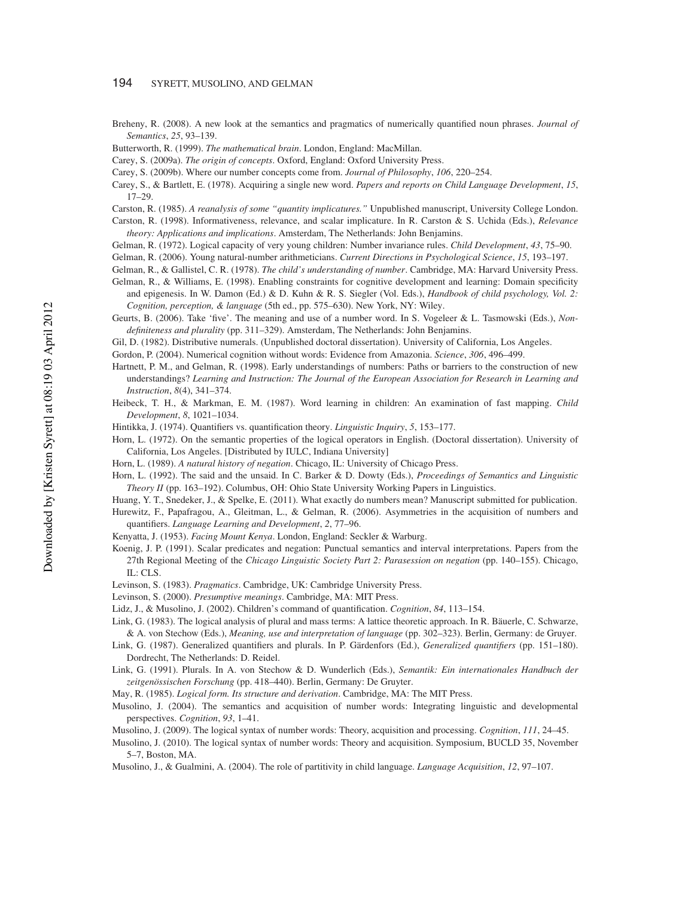Breheny, R. (2008). A new look at the semantics and pragmatics of numerically quantified noun phrases. *Journal of Semantics*, *25*, 93–139.

Butterworth, R. (1999). *The mathematical brain*. London, England: MacMillan.

Carey, S. (2009a). *The origin of concepts*. Oxford, England: Oxford University Press.

Carey, S. (2009b). Where our number concepts come from. *Journal of Philosophy*, *106*, 220–254.

Carey, S., & Bartlett, E. (1978). Acquiring a single new word. *Papers and reports on Child Language Development*, *15*, 17–29.

Carston, R. (1985). *A reanalysis of some "quantity implicatures."* Unpublished manuscript, University College London.

Carston, R. (1998). Informativeness, relevance, and scalar implicature. In R. Carston & S. Uchida (Eds.), *Relevance theory: Applications and implications*. Amsterdam, The Netherlands: John Benjamins.

Gelman, R. (1972). Logical capacity of very young children: Number invariance rules. *Child Development*, *43*, 75–90.

Gelman, R. (2006). Young natural-number arithmeticians. *Current Directions in Psychological Science*, *15*, 193–197.

Gelman, R., & Gallistel, C. R. (1978). *The child's understanding of number*. Cambridge, MA: Harvard University Press.

Gelman, R., & Williams, E. (1998). Enabling constraints for cognitive development and learning: Domain specificity and epigenesis. In W. Damon (Ed.) & D. Kuhn & R. S. Siegler (Vol. Eds.), *Handbook of child psychology, Vol. 2: Cognition, perception, & language* (5th ed., pp. 575–630). New York, NY: Wiley.

Geurts, B. (2006). Take 'five'. The meaning and use of a number word. In S. Vogeleer & L. Tasmowski (Eds.), *Non-definiteness and plurality* (pp. 311–329). Amsterdam, The Netherlands: John Benjamins.

Gil, D. (1982). Distributive numerals. (Unpublished doctoral dissertation). University of California, Los Angeles.

Gordon, P. (2004). Numerical cognition without words: Evidence from Amazonia. *Science*, *306*, 496–499.

Hartnett, P. M., and Gelman, R. (1998). Early understandings of numbers: Paths or barriers to the construction of new understandings? *Learning and Instruction: The Journal of the European Association for Research in Learning and Instruction*, *8*(4), 341–374.

Heibeck, T. H., & Markman, E. M. (1987). Word learning in children: An examination of fast mapping. *Child Development*, *8*, 1021–1034.

Hintikka, J. (1974). Quantifiers vs. quantification theory. *Linguistic Inquiry*, *5*, 153–177.

Horn, L. (1972). On the semantic properties of the logical operators in English. (Doctoral dissertation). University of California, Los Angeles. [Distributed by IULC, Indiana University]

Horn, L. (1989). *A natural history of negation*. Chicago, IL: University of Chicago Press.

Horn, L. (1992). The said and the unsaid. In C. Barker & D. Dowty (Eds.), *Proceedings of Semantics and Linguistic Theory II* (pp. 163–192). Columbus, OH: Ohio State University Working Papers in Linguistics.

Huang, Y. T., Snedeker, J., & Spelke, E. (2011). What exactly do numbers mean? Manuscript submitted for publication.

Hurewitz, F., Papafragou, A., Gleitman, L., & Gelman, R. (2006). Asymmetries in the acquisition of numbers and quantifiers. *Language Learning and Development*, *2*, 77–96.

Kenyatta, J. (1953). *Facing Mount Kenya*. London, England: Seckler & Warburg.

Koenig, J. P. (1991). Scalar predicates and negation: Punctual semantics and interval interpretations. Papers from the 27th Regional Meeting of the *Chicago Linguistic Society Part 2: Parasession on negation* (pp. 140–155). Chicago, IL: CLS.

Levinson, S. (1983). *Pragmatics*. Cambridge, UK: Cambridge University Press.

Levinson, S. (2000). *Presumptive meanings*. Cambridge, MA: MIT Press.

Lidz, J., & Musolino, J. (2002). Children's command of quantification. *Cognition*, *84*, 113–154.

Link, G. (1983). The logical analysis of plural and mass terms: A lattice theoretic approach. In R. Bäuerle, C. Schwarze, & A. von Stechow (Eds.), *Meaning, use and interpretation of language* (pp. 302–323). Berlin, Germany: de Gruyer.

Link, G. (1987). Generalized quantifiers and plurals. In P. Gärdenfors (Ed.), *Generalized quantifiers* (pp. 151–180). Dordrecht, The Netherlands: D. Reidel.

Link, G. (1991). Plurals. In A. von Stechow & D. Wunderlich (Eds.), *Semantik: Ein internationales Handbuch der zeitgenössischen Forschung* (pp. 418–440). Berlin, Germany: De Gruyter.

May, R. (1985). *Logical form. Its structure and derivation*. Cambridge, MA: The MIT Press.

Musolino, J. (2004). The semantics and acquisition of number words: Integrating linguistic and developmental perspectives. *Cognition*, *93*, 1–41.

Musolino, J. (2009). The logical syntax of number words: Theory, acquisition and processing. *Cognition*, *111*, 24–45.

Musolino, J. (2010). The logical syntax of number words: Theory and acquisition. Symposium, BUCLD 35, November 5–7, Boston, MA.

Musolino, J., & Gualmini, A. (2004). The role of partitivity in child language. *Language Acquisition*, *12*, 97–107.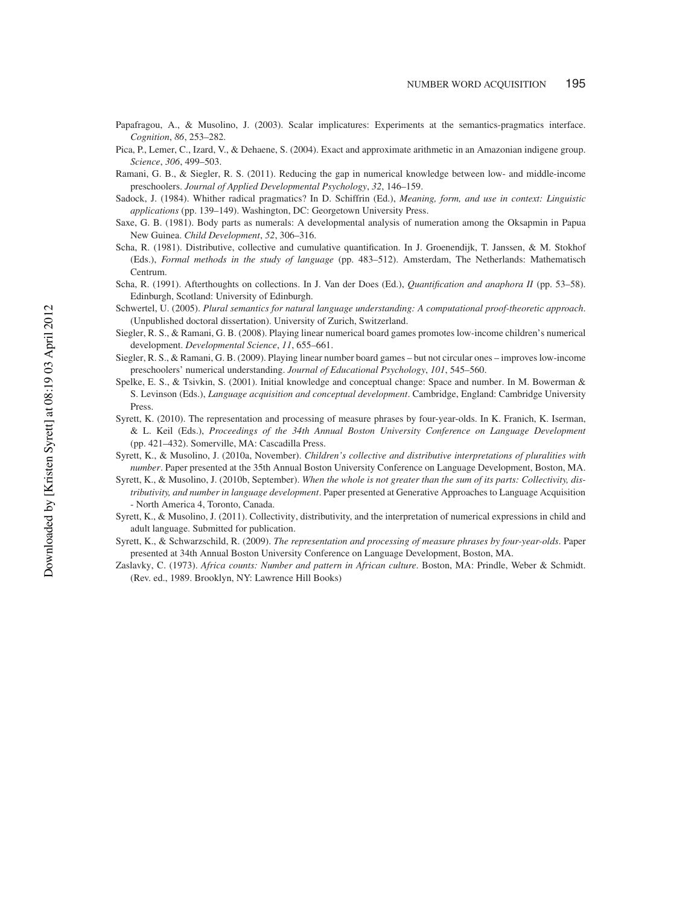Papafragou, A., & Musolino, J. (2003). Scalar implicatures: Experiments at the semantics-pragmatics interface. *Cognition*, *86*, 253–282.

Pica, P., Lemer, C., Izard, V., & Dehaene, S. (2004). Exact and approximate arithmetic in an Amazonian indigene group. *Science*, *306*, 499–503.

Ramani, G. B., & Siegler, R. S. (2011). Reducing the gap in numerical knowledge between low- and middle-income preschoolers. *Journal of Applied Developmental Psychology*, *32*, 146–159.

Sadock, J. (1984). Whither radical pragmatics? In D. Schiffrin (Ed.), *Meaning, form, and use in context: Linguistic applications* (pp. 139–149). Washington, DC: Georgetown University Press.

Saxe, G. B. (1981). Body parts as numerals: A developmental analysis of numeration among the Oksapmin in Papua New Guinea. *Child Development*, *52*, 306–316.

Scha, R. (1981). Distributive, collective and cumulative quantification. In J. Groenendijk, T. Janssen, & M. Stokhof (Eds.), *Formal methods in the study of language* (pp. 483–512). Amsterdam, The Netherlands: Mathematisch Centrum.

Scha, R. (1991). Afterthoughts on collections. In J. Van der Does (Ed.), *Quantification and anaphora II* (pp. 53–58). Edinburgh, Scotland: University of Edinburgh.

Schwertel, U. (2005). *Plural semantics for natural language understanding: A computational proof-theoretic approach*. (Unpublished doctoral dissertation). University of Zurich, Switzerland.

Siegler, R. S., & Ramani, G. B. (2008). Playing linear numerical board games promotes low-income children's numerical development. *Developmental Science*, *11*, 655–661.

Siegler, R. S., & Ramani, G. B. (2009). Playing linear number board games – but not circular ones – improves low-income preschoolers' numerical understanding. *Journal of Educational Psychology*, *101*, 545–560.

Spelke, E. S., & Tsivkin, S. (2001). Initial knowledge and conceptual change: Space and number. In M. Bowerman & S. Levinson (Eds.), *Language acquisition and conceptual development*. Cambridge, England: Cambridge University Press.

Syrett, K. (2010). The representation and processing of measure phrases by four-year-olds. In K. Franich, K. Iserman, & L. Keil (Eds.), *Proceedings of the 34th Annual Boston University Conference on Language Development* (pp. 421–432). Somerville, MA: Cascadilla Press.

Syrett, K., & Musolino, J. (2010a, November). *Children's collective and distributive interpretations of pluralities with number*. Paper presented at the 35th Annual Boston University Conference on Language Development, Boston, MA.

Syrett, K., & Musolino, J. (2010b, September). *When the whole is not greater than the sum of its parts: Collectivity, distributivity, and number in language development*. Paper presented at Generative Approaches to Language Acquisition - North America 4, Toronto, Canada.

Syrett, K., & Musolino, J. (2011). Collectivity, distributivity, and the interpretation of numerical expressions in child and adult language. Submitted for publication.

Syrett, K., & Schwarzschild, R. (2009). *The representation and processing of measure phrases by four-year-olds*. Paper presented at 34th Annual Boston University Conference on Language Development, Boston, MA.

Zaslavky, C. (1973). *Africa counts: Number and pattern in African culture*. Boston, MA: Prindle, Weber & Schmidt. (Rev. ed., 1989. Brooklyn, NY: Lawrence Hill Books)